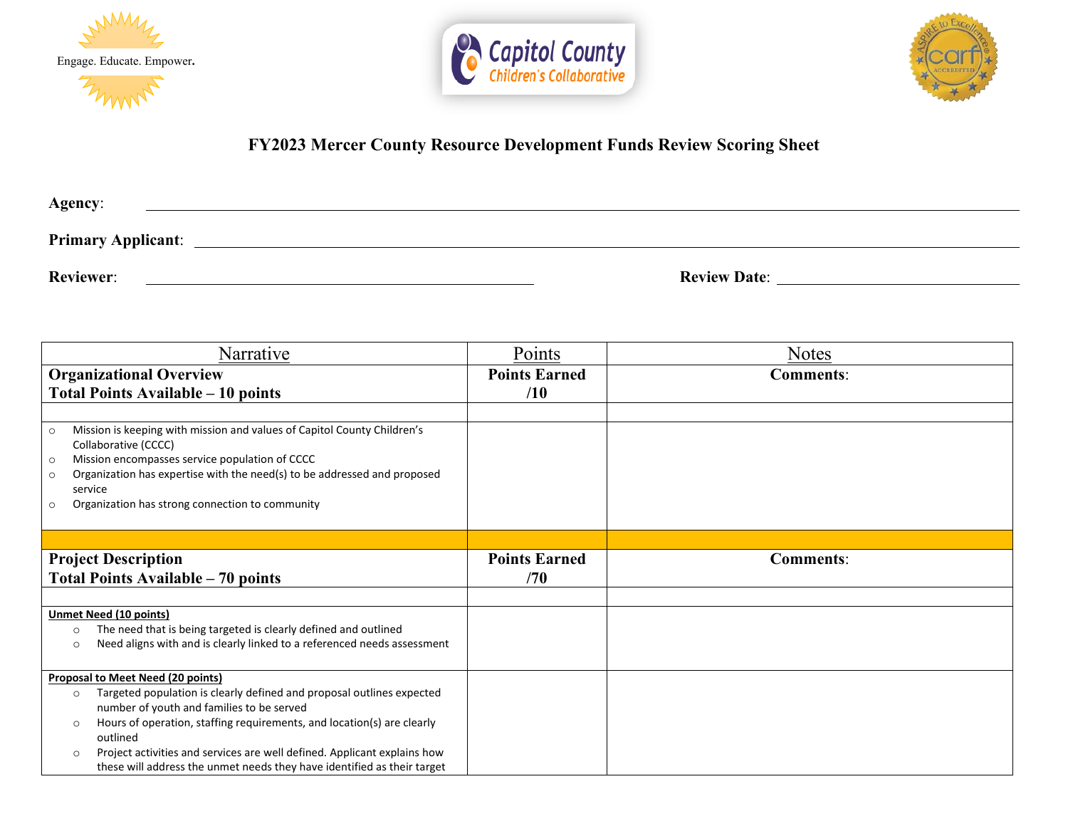Engage. Educate. Empower.

Capitol County Children's Collaborative

# FY2023 Mercer County Resource Development Funds Review Scoring Sheet

**Agency**: \_\_\_\_\_\_\_\_\_\_\_\_\_\_\_\_\_\_\_\_\_\_\_\_\_\_\_\_\_\_\_\_\_\_\_\_\_\_\_\_

**Primary Applicant**: \_\_\_\_\_\_\_\_\_\_\_\_\_\_\_\_\_\_\_\_\_\_\_\_\_\_\_\_\_\_\_\_\_\_\_\_\_\_\_\_

**Reviewer**: \_\_\_\_\_\_\_\_\_\_\_\_\_\_\_\_\_\_\_\_\_\_\_\_\_\_\_\_ **Review Date**: \_\_\_\_\_\_\_\_\_\_\_\_\_\_\_\_\_\_\_\_

| Narrative | Points | Notes |
|---|---|---|
| **Organizational Overview**<br>**Total Points Available – 10 points** | **Points Earned**<br>**/10** | **Comments**: |
| | | |
| ○ Mission is keeping with mission and values of Capitol County Children's Collaborative (CCCC)<br>○ Mission encompasses service population of CCCC<br>○ Organization has expertise with the need(s) to be addressed and proposed service<br>○ Organization has strong connection to community | | |
| | | |
| **Project Description**<br>**Total Points Available – 70 points** | **Points Earned**<br>**/70** | **Comments**: |
| | | |
| **Unmet Need (10 points)**<br>○ The need that is being targeted is clearly defined and outlined<br>○ Need aligns with and is clearly linked to a referenced needs assessment | | |
| **Proposal to Meet Need (20 points)**<br>○ Targeted population is clearly defined and proposal outlines expected number of youth and families to be served<br>○ Hours of operation, staffing requirements, and location(s) are clearly outlined<br>○ Project activities and services are well defined. Applicant explains how these will address the unmet needs they have identified as their target | | |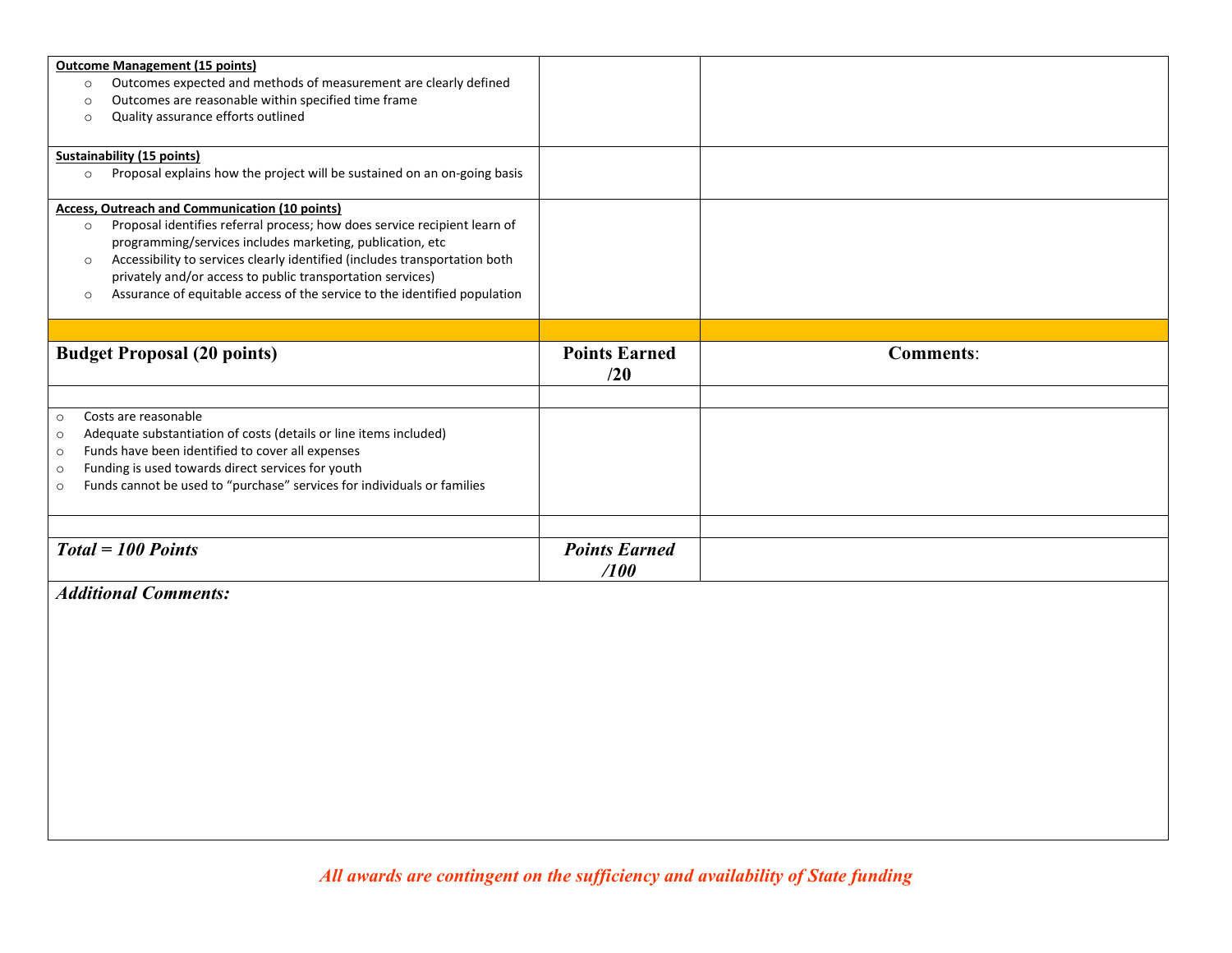| | | |
|---|---|---|
| **Outcome Management (15 points)**<br>◦ Outcomes expected and methods of measurement are clearly defined<br>◦ Outcomes are reasonable within specified time frame<br>◦ Quality assurance efforts outlined | | |
| **Sustainability (15 points)**<br>◦ Proposal explains how the project will be sustained on an on-going basis | | |
| **Access, Outreach and Communication (10 points)**<br>◦ Proposal identifies referral process; how does service recipient learn of programming/services includes marketing, publication, etc<br>◦ Accessibility to services clearly identified (includes transportation both privately and/or access to public transportation services)<br>◦ Assurance of equitable access of the service to the identified population | | |
| | | |
| **Budget Proposal (20 points)** | **Points Earned /20** | **Comments**: |
| | | |
| ◦ Costs are reasonable<br>◦ Adequate substantiation of costs (details or line items included)<br>◦ Funds have been identified to cover all expenses<br>◦ Funding is used towards direct services for youth<br>◦ Funds cannot be used to "purchase" services for individuals or families | | |
| | | |
| ***Total = 100 Points*** | ***Points Earned /100*** | |
| ***Additional Comments:*** | | |

***All awards are contingent on the sufficiency and availability of State funding***